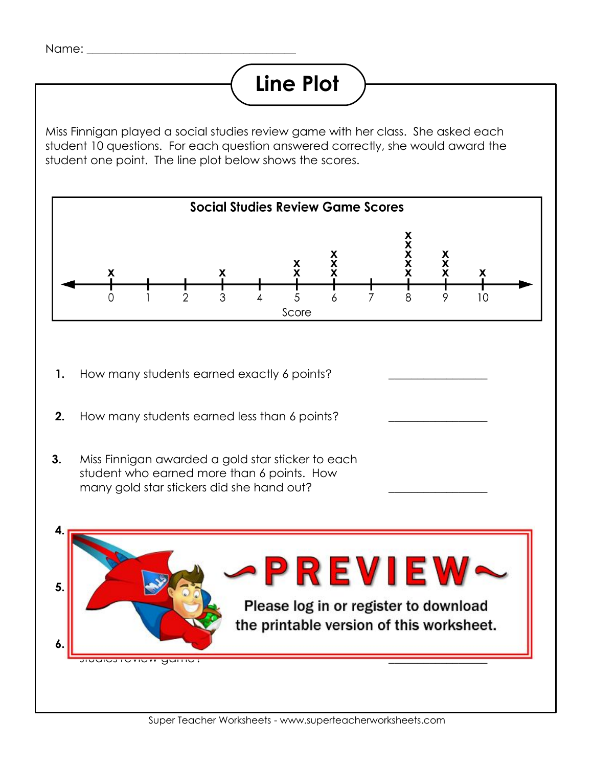Name: ___________________________________

# Line Plot

Miss Finnigan played a social studies review game with her class. She asked each student 10 questions. For each question answered correctly, she would award the student one point. The line plot below shows the scores.

**Social Studies Review Game Scores**

| Score | 0 | 1 | 2 | 3 | 4 | 5 | 6 | 7 | 8 | 9 | 10 |
|---|---|---|---|---|---|---|---|---|---|---|---|
| Number of x's | x |  |  | x |  | xx | xxx |  | xxxxx | xxx | x |

**1.** How many students earned exactly 6 points? ________________

**2.** How many students earned less than 6 points? ________________

**3.** Miss Finnigan awarded a gold star sticker to each student who earned more than 6 points. How many gold star stickers did she hand out? ________________

**4.**

**5.**

**6.**

~PREVIEW~

Please log in or register to download the printable version of this worksheet.

Super Teacher Worksheets - www.superteacherworksheets.com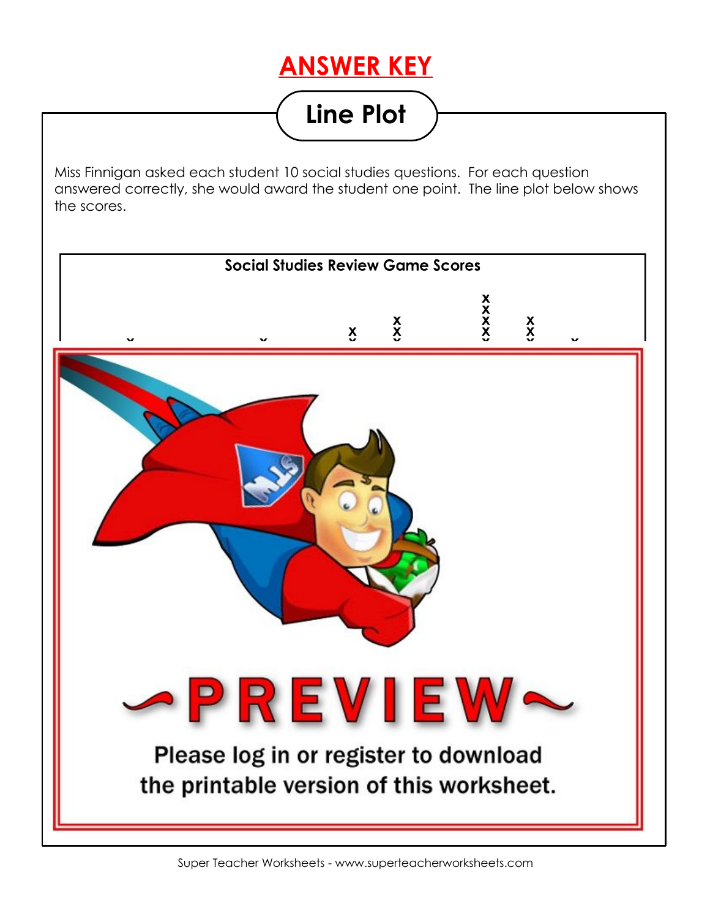# ANSWER KEY

## Line Plot

Miss Finnigan asked each student 10 social studies questions. For each question answered correctly, she would award the student one point. The line plot below shows the scores.

Social Studies Review Game Scores

Please log in or register to download the printable version of this worksheet.